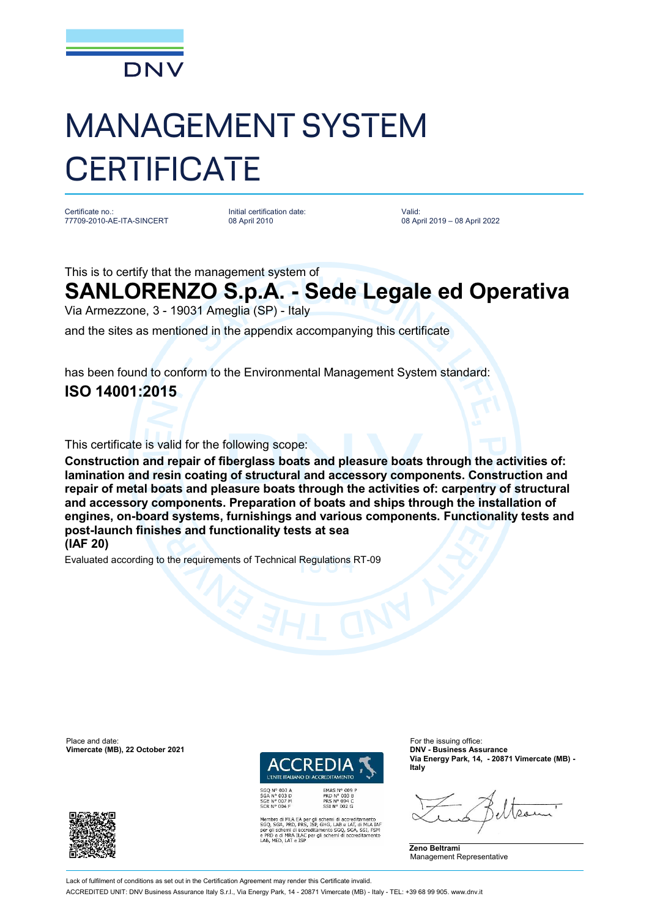DNV

# MANAGEMENT SYSTEM CERTIFICATE

Certificate no.:
77709-2010-AE-ITA-SINCERT

Initial certification date:
08 April 2010

Valid:
08 April 2019 – 08 April 2022

This is to certify that the management system of

## SANLORENZO S.p.A. - Sede Legale ed Operativa

Via Armezzone, 3 - 19031 Ameglia (SP) - Italy

and the sites as mentioned in the appendix accompanying this certificate

has been found to conform to the Environmental Management System standard:

**ISO 14001:2015**

This certificate is valid for the following scope:

**Construction and repair of fiberglass boats and pleasure boats through the activities of: lamination and resin coating of structural and accessory components. Construction and repair of metal boats and pleasure boats through the activities of: carpentry of structural and accessory components. Preparation of boats and ships through the installation of engines, on-board systems, furnishings and various components. Functionality tests and post-launch finishes and functionality tests at sea**
**(IAF 20)**

Evaluated according to the requirements of Technical Regulations RT-09

Place and date:
**Vimercate (MB), 22 October 2021**

ACCREDIA
L'ENTE ITALIANO DI ACCREDITAMENTO

SGQ N° 003 A
SGA N° 003 D
SGE N° 007 M
SCR N° 004 F

EMAS N° 009 P
PRD N° 003 B
PRS N° 094 C
SSI N° 002 G

Membro di MLA EA per gli schemi di accreditamento SGQ, SGA, PRD, PRS, ISP, GHG, LAB e LAT, di MLA IAF per gli schemi di accreditamento SGQ, SGA, SSI, FSM e PRD e di MRA ILAC per gli schemi di accreditamento LAB, MED, LAT e ISP

For the issuing office:
**DNV - Business Assurance**
**Via Energy Park, 14, - 20871 Vimercate (MB) - Italy**

**Zeno Beltrami**
Management Representative

Lack of fulfilment of conditions as set out in the Certification Agreement may render this Certificate invalid.
ACCREDITED UNIT: DNV Business Assurance Italy S.r.l., Via Energy Park, 14 - 20871 Vimercate (MB) - Italy - TEL: +39 68 99 905. www.dnv.it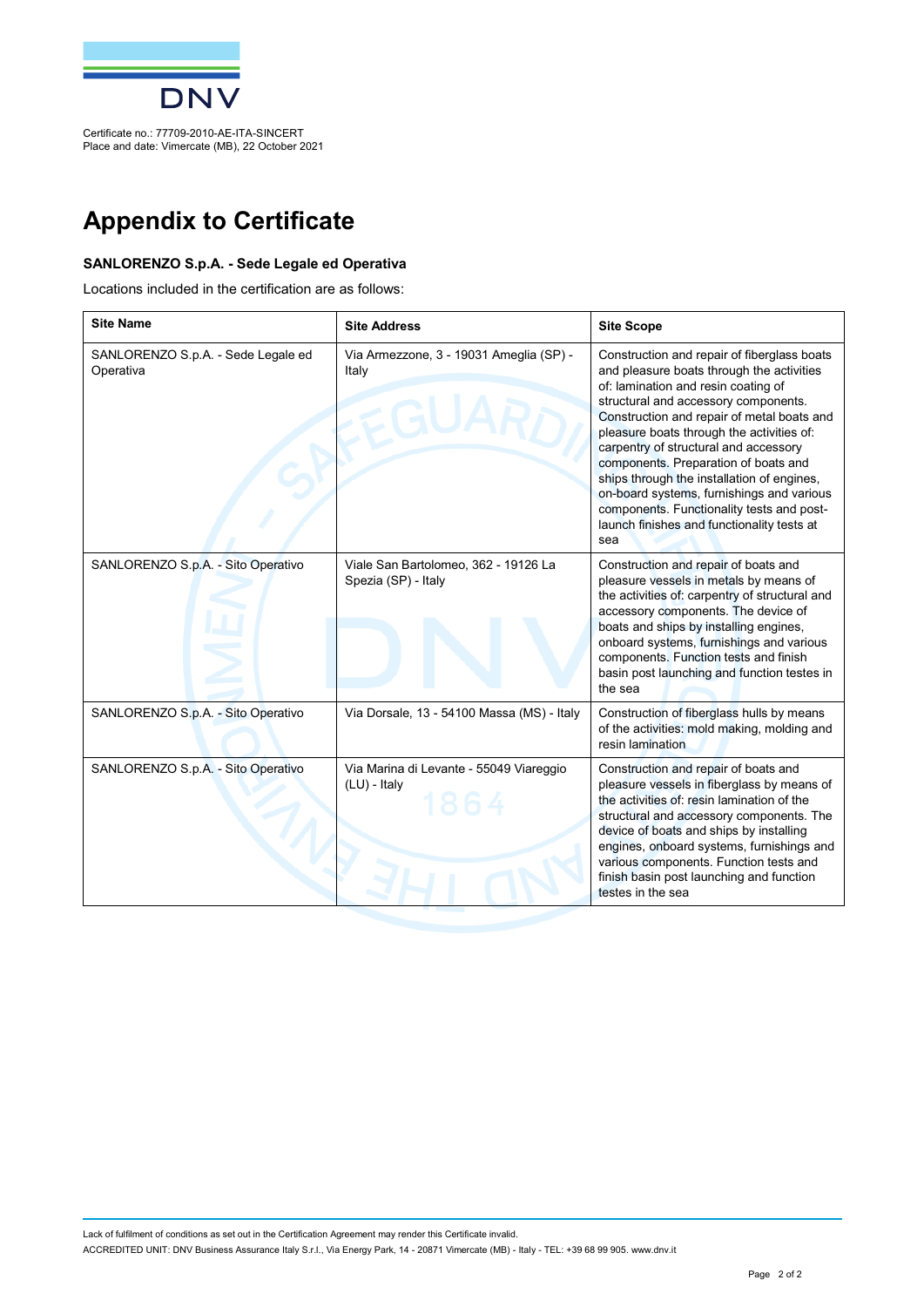Certificate no.: 77709-2010-AE-ITA-SINCERT
Place and date: Vimercate (MB), 22 October 2021

# Appendix to Certificate

### SANLORENZO S.p.A. - Sede Legale ed Operativa

Locations included in the certification are as follows:

| Site Name | Site Address | Site Scope |
|---|---|---|
| SANLORENZO S.p.A. - Sede Legale ed Operativa | Via Armezzone, 3 - 19031 Ameglia (SP) - Italy | Construction and repair of fiberglass boats and pleasure boats through the activities of: lamination and resin coating of structural and accessory components. Construction and repair of metal boats and pleasure boats through the activities of: carpentry of structural and accessory components. Preparation of boats and ships through the installation of engines, on-board systems, furnishings and various components. Functionality tests and post-launch finishes and functionality tests at sea |
| SANLORENZO S.p.A. - Sito Operativo | Viale San Bartolomeo, 362 - 19126 La Spezia (SP) - Italy | Construction and repair of boats and pleasure vessels in metals by means of the activities of: carpentry of structural and accessory components. The device of boats and ships by installing engines, onboard systems, furnishings and various components. Function tests and finish basin post launching and function testes in the sea |
| SANLORENZO S.p.A. - Sito Operativo | Via Dorsale, 13 - 54100 Massa (MS) - Italy | Construction of fiberglass hulls by means of the activities: mold making, molding and resin lamination |
| SANLORENZO S.p.A. - Sito Operativo | Via Marina di Levante - 55049 Viareggio (LU) - Italy | Construction and repair of boats and pleasure vessels in fiberglass by means of the activities of: resin lamination of the structural and accessory components. The device of boats and ships by installing engines, onboard systems, furnishings and various components. Function tests and finish basin post launching and function testes in the sea |

Lack of fulfilment of conditions as set out in the Certification Agreement may render this Certificate invalid.
ACCREDITED UNIT: DNV Business Assurance Italy S.r.l., Via Energy Park, 14 - 20871 Vimercate (MB) - Italy - TEL: +39 68 99 905. www.dnv.it